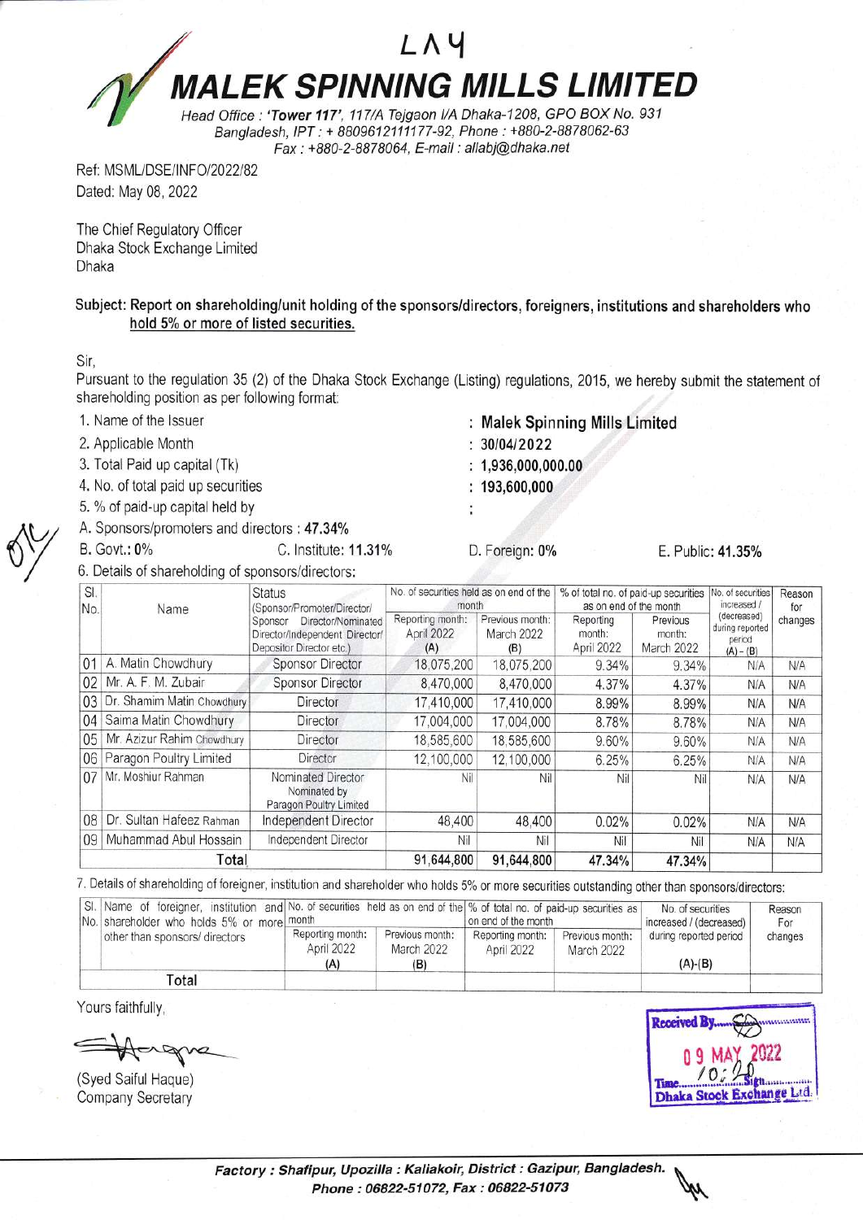LAY

# MALEK SPINNING MILLS LIMITED

*Head Office : 'Tower 117', 117/A Tejgaon I/A Dhaka-1208, GPO BOX No. 931 Bangladesh, IPT : + 8809612111177-92, Phone : +880-2-8878062-63 Fax : +880-2-8878064, E-mail : allabj@dhaka.net*

Ref: MSML/DSE/INFO/2022/82
Dated: May 08, 2022

The Chief Regulatory Officer
Dhaka Stock Exchange Limited
Dhaka

**Subject: Report on shareholding/unit holding of the sponsors/directors, foreigners, institutions and shareholders who hold 5% or more of listed securities.**

Sir,

Pursuant to the regulation 35 (2) of the Dhaka Stock Exchange (Listing) regulations, 2015, we hereby submit the statement of shareholding position as per following format:

1. Name of the Issuer : **Malek Spinning Mills Limited**
2. Applicable Month : **30/04/2022**
3. Total Paid up capital (Tk) : **1,936,000,000.00**
4. No. of total paid up securities : **193,600,000**
5. % of paid-up capital held by :

A. Sponsors/promoters and directors : **47.34%**

B. Govt.: **0%** C. Institute: **11.31%** D. Foreign: **0%** E. Public: **41.35%**

6. Details of shareholding of sponsors/directors:

| Sl. No. | Name | Status (Sponsor/Promoter/Director/ Sponsor Director/Nominated Director/Independent Director/ Depositor Director etc.) | No. of securities held as on end of the month | | % of total no. of paid-up securities as on end of the month | | No. of securities increased / (decreased) during reported period | Reason for changes |
|---|---|---|---|---|---|---|---|---|
| | | | Reporting month: April 2022 (A) | Previous month: March 2022 (B) | Reporting month: April 2022 | Previous month: March 2022 | (A) - (B) | |
| 01 | A. Matin Chowdhury | Sponsor Director | 18,075,200 | 18,075,200 | 9.34% | 9.34% | N/A | N/A |
| 02 | Mr. A. F. M. Zubair | Sponsor Director | 8,470,000 | 8,470,000 | 4.37% | 4.37% | N/A | N/A |
| 03 | Dr. Shamim Matin Chowdhury | Director | 17,410,000 | 17,410,000 | 8.99% | 8.99% | N/A | N/A |
| 04 | Saima Matin Chowdhury | Director | 17,004,000 | 17,004,000 | 8.78% | 8.78% | N/A | N/A |
| 05 | Mr. Azizur Rahim Chowdhury | Director | 18,585,600 | 18,585,600 | 9.60% | 9.60% | N/A | N/A |
| 06 | Paragon Poultry Limited | Director | 12,100,000 | 12,100,000 | 6.25% | 6.25% | N/A | N/A |
| 07 | Mr. Moshiur Rahman | Nominated Director Nominated by Paragon Poultry Limited | Nil | Nil | Nil | Nil | N/A | N/A |
| 08 | Dr. Sultan Hafeez Rahman | Independent Director | 48,400 | 48,400 | 0.02% | 0.02% | N/A | N/A |
| 09 | Muhammad Abul Hossain | Independent Director | Nil | Nil | Nil | Nil | N/A | N/A |
| | **Total** | | 91,644,800 | 91,644,800 | 47.34% | 47.34% | | |

7. Details of shareholding of foreigner, institution and shareholder who holds 5% or more securities outstanding other than sponsors/directors:

| Sl. No. | Name of foreigner, institution and shareholder who holds 5% or more other than sponsors/ directors | No. of securities held as on end of the month | | % of total no. of paid-up securities as on end of the month | | No. of securities increased / (decreased) during reported period | Reason For changes |
|---|---|---|---|---|---|---|---|
| | | Reporting month: April 2022 (A) | Previous month: March 2022 (B) | Reporting month: April 2022 | Previous month: March 2022 | (A)-(B) | |
| | **Total** | | | | | | |

Yours faithfully,

(Syed Saiful Haque)
Company Secretary

Received By
09 MAY 2022
Time 10:20
Dhaka Stock Exchange Ltd.

*Factory : Shafipur, Upozilla : Kaliakoir, District : Gazipur, Bangladesh. Phone : 06822-51072, Fax : 06822-51073*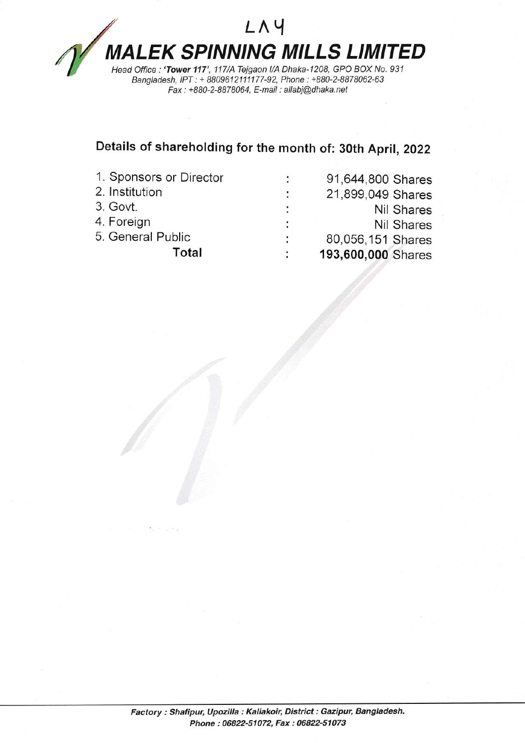LAY

# MALEK SPINNING MILLS LIMITED

*Head Office : **'Tower 117'**, 117/A Tejgaon I/A Dhaka-1208, GPO BOX No. 931*
*Bangladesh, IPT : + 8809612111177-92, Phone : +880-2-8878062-63*
*Fax : +880-2-8878064, E-mail : allabj@dhaka.net*

## Details of shareholding for the month of: 30th April, 2022

| | | |
|---|---|---|
| 1. Sponsors or Director | : | 91,644,800 Shares |
| 2. Institution | : | 21,899,049 Shares |
| 3. Govt. | : | Nil Shares |
| 4. Foreign | : | Nil Shares |
| 5. General Public | : | 80,056,151 Shares |
| **Total** | : | **193,600,000** Shares |

***Factory : Shafipur, Upozilla : Kaliakoir, District : Gazipur, Bangladesh.***
***Phone : 06822-51072, Fax : 06822-51073***